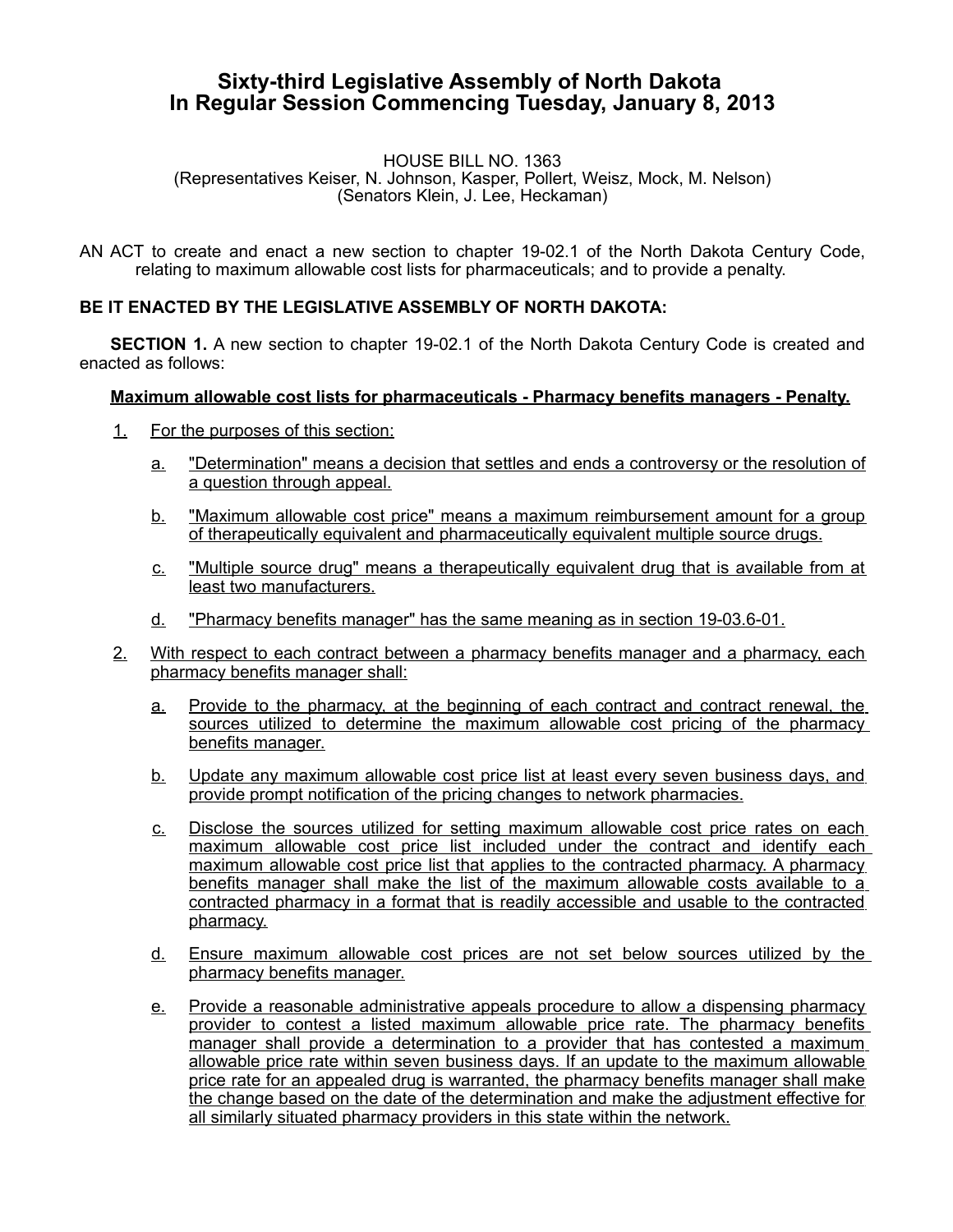# Sixty-third Legislative Assembly of North Dakota
# In Regular Session Commencing Tuesday, January 8, 2013

HOUSE BILL NO. 1363
(Representatives Keiser, N. Johnson, Kasper, Pollert, Weisz, Mock, M. Nelson)
(Senators Klein, J. Lee, Heckaman)

AN ACT to create and enact a new section to chapter 19-02.1 of the North Dakota Century Code, relating to maximum allowable cost lists for pharmaceuticals; and to provide a penalty.

**BE IT ENACTED BY THE LEGISLATIVE ASSEMBLY OF NORTH DAKOTA:**

**SECTION 1.** A new section to chapter 19-02.1 of the North Dakota Century Code is created and enacted as follows:

**Maximum allowable cost lists for pharmaceuticals - Pharmacy benefits managers - Penalty.**

1. For the purposes of this section:
   a. "Determination" means a decision that settles and ends a controversy or the resolution of a question through appeal.
   b. "Maximum allowable cost price" means a maximum reimbursement amount for a group of therapeutically equivalent and pharmaceutically equivalent multiple source drugs.
   c. "Multiple source drug" means a therapeutically equivalent drug that is available from at least two manufacturers.
   d. "Pharmacy benefits manager" has the same meaning as in section 19-03.6-01.
2. With respect to each contract between a pharmacy benefits manager and a pharmacy, each pharmacy benefits manager shall:
   a. Provide to the pharmacy, at the beginning of each contract and contract renewal, the sources utilized to determine the maximum allowable cost pricing of the pharmacy benefits manager.
   b. Update any maximum allowable cost price list at least every seven business days, and provide prompt notification of the pricing changes to network pharmacies.
   c. Disclose the sources utilized for setting maximum allowable cost price rates on each maximum allowable cost price list included under the contract and identify each maximum allowable cost price list that applies to the contracted pharmacy. A pharmacy benefits manager shall make the list of the maximum allowable costs available to a contracted pharmacy in a format that is readily accessible and usable to the contracted pharmacy.
   d. Ensure maximum allowable cost prices are not set below sources utilized by the pharmacy benefits manager.
   e. Provide a reasonable administrative appeals procedure to allow a dispensing pharmacy provider to contest a listed maximum allowable price rate. The pharmacy benefits manager shall provide a determination to a provider that has contested a maximum allowable price rate within seven business days. If an update to the maximum allowable price rate for an appealed drug is warranted, the pharmacy benefits manager shall make the change based on the date of the determination and make the adjustment effective for all similarly situated pharmacy providers in this state within the network.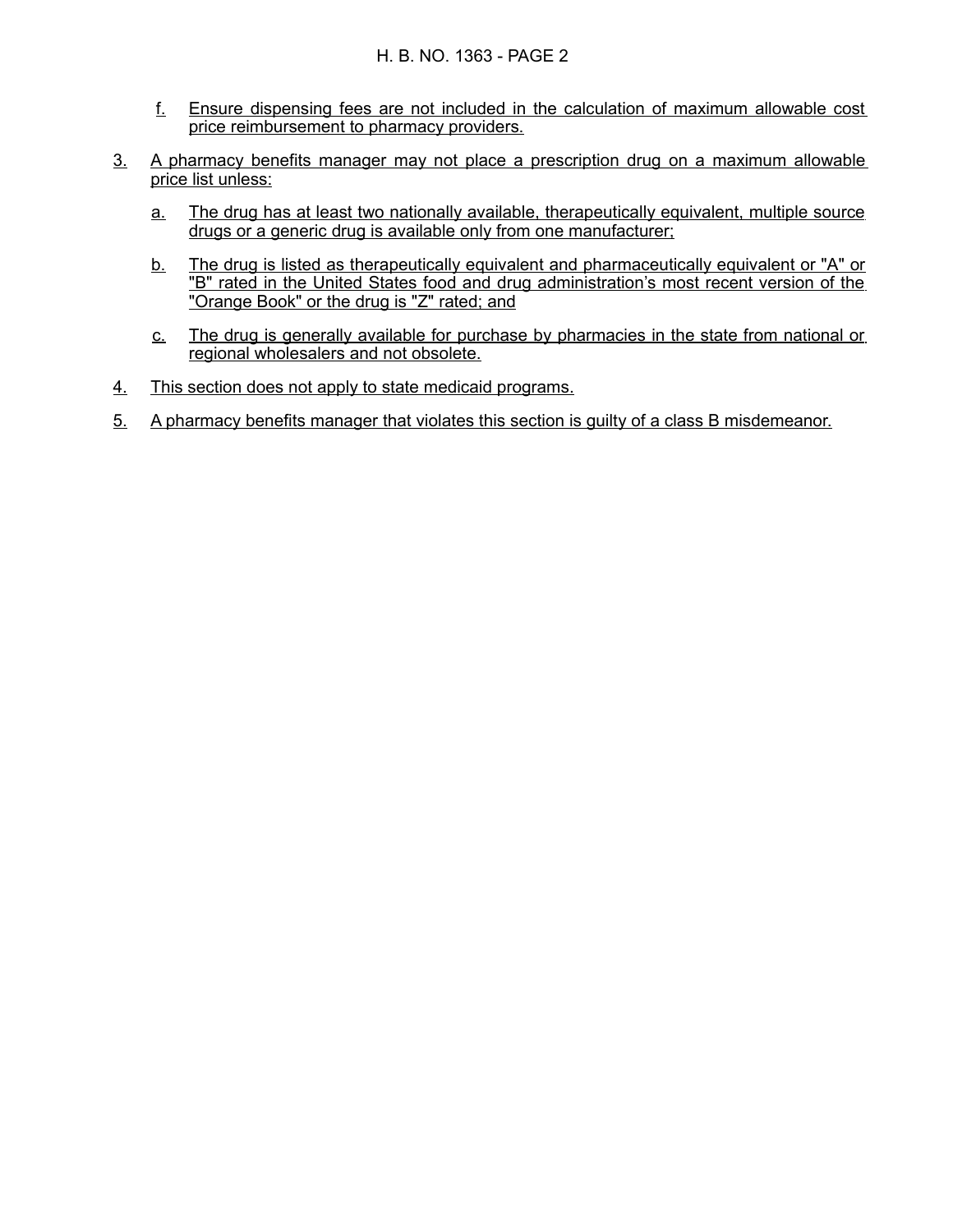f. Ensure dispensing fees are not included in the calculation of maximum allowable cost price reimbursement to pharmacy providers.

3. A pharmacy benefits manager may not place a prescription drug on a maximum allowable price list unless:

   a. The drug has at least two nationally available, therapeutically equivalent, multiple source drugs or a generic drug is available only from one manufacturer;

   b. The drug is listed as therapeutically equivalent and pharmaceutically equivalent or "A" or "B" rated in the United States food and drug administration's most recent version of the "Orange Book" or the drug is "Z" rated; and

   c. The drug is generally available for purchase by pharmacies in the state from national or regional wholesalers and not obsolete.

4. This section does not apply to state medicaid programs.

5. A pharmacy benefits manager that violates this section is guilty of a class B misdemeanor.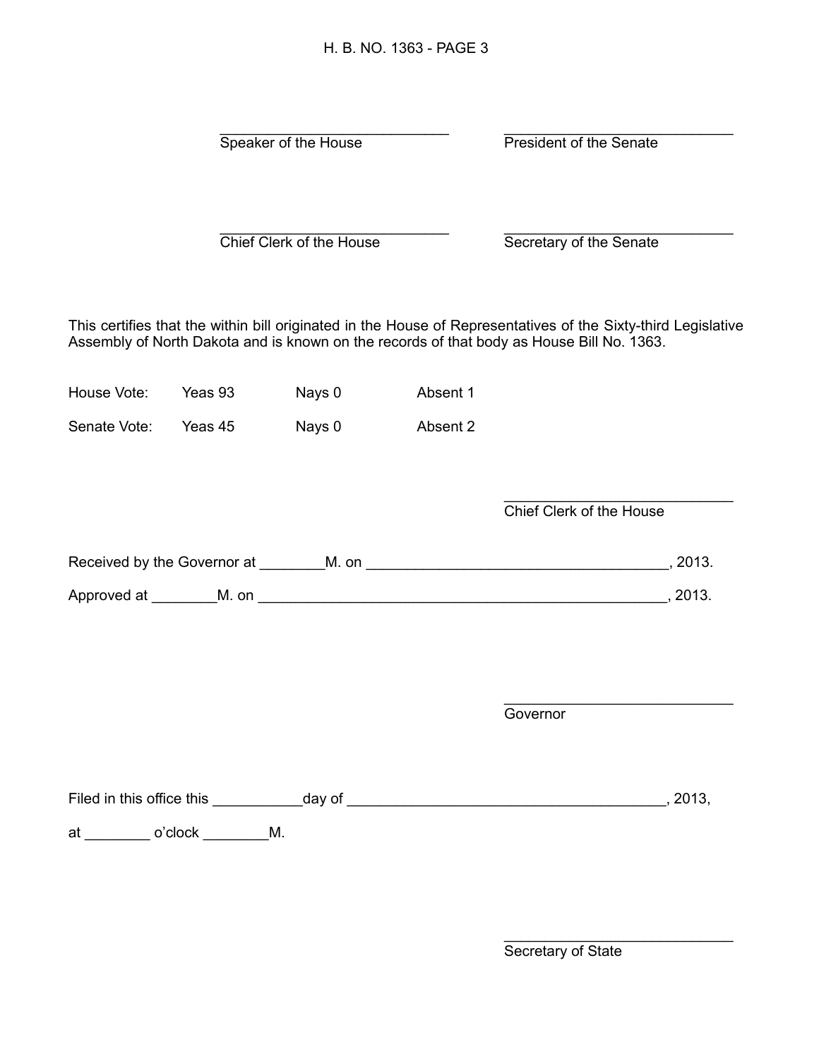\_\_\_\_\_\_\_\_\_\_\_\_\_\_\_\_\_\_\_\_\_\_\_\_\_\_\_\_
Speaker of the House

\_\_\_\_\_\_\_\_\_\_\_\_\_\_\_\_\_\_\_\_\_\_\_\_\_\_\_\_
President of the Senate

\_\_\_\_\_\_\_\_\_\_\_\_\_\_\_\_\_\_\_\_\_\_\_\_\_\_\_\_
Chief Clerk of the House

\_\_\_\_\_\_\_\_\_\_\_\_\_\_\_\_\_\_\_\_\_\_\_\_\_\_\_\_
Secretary of the Senate

This certifies that the within bill originated in the House of Representatives of the Sixty-third Legislative Assembly of North Dakota and is known on the records of that body as House Bill No. 1363.

| | | | |
|---|---|---|---|
| House Vote: | Yeas 93 | Nays 0 | Absent 1 |
| Senate Vote: | Yeas 45 | Nays 0 | Absent 2 |

\_\_\_\_\_\_\_\_\_\_\_\_\_\_\_\_\_\_\_\_\_\_\_\_\_\_\_\_
Chief Clerk of the House

Received by the Governor at \_\_\_\_\_\_\_\_M. on \_\_\_\_\_\_\_\_\_\_\_\_\_\_\_\_\_\_\_\_\_\_\_\_\_\_\_\_\_\_\_\_\_\_\_\_\_, 2013.

Approved at \_\_\_\_\_\_\_\_M. on \_\_\_\_\_\_\_\_\_\_\_\_\_\_\_\_\_\_\_\_\_\_\_\_\_\_\_\_\_\_\_\_\_\_\_\_\_\_\_\_\_\_\_\_\_\_\_\_\_\_, 2013.

\_\_\_\_\_\_\_\_\_\_\_\_\_\_\_\_\_\_\_\_\_\_\_\_\_\_\_\_
Governor

Filed in this office this \_\_\_\_\_\_\_\_\_\_\_day of \_\_\_\_\_\_\_\_\_\_\_\_\_\_\_\_\_\_\_\_\_\_\_\_\_\_\_\_\_\_\_\_\_\_\_\_\_\_\_\_, 2013,

at \_\_\_\_\_\_\_\_ o'clock \_\_\_\_\_\_\_\_M.

\_\_\_\_\_\_\_\_\_\_\_\_\_\_\_\_\_\_\_\_\_\_\_\_\_\_\_\_
Secretary of State